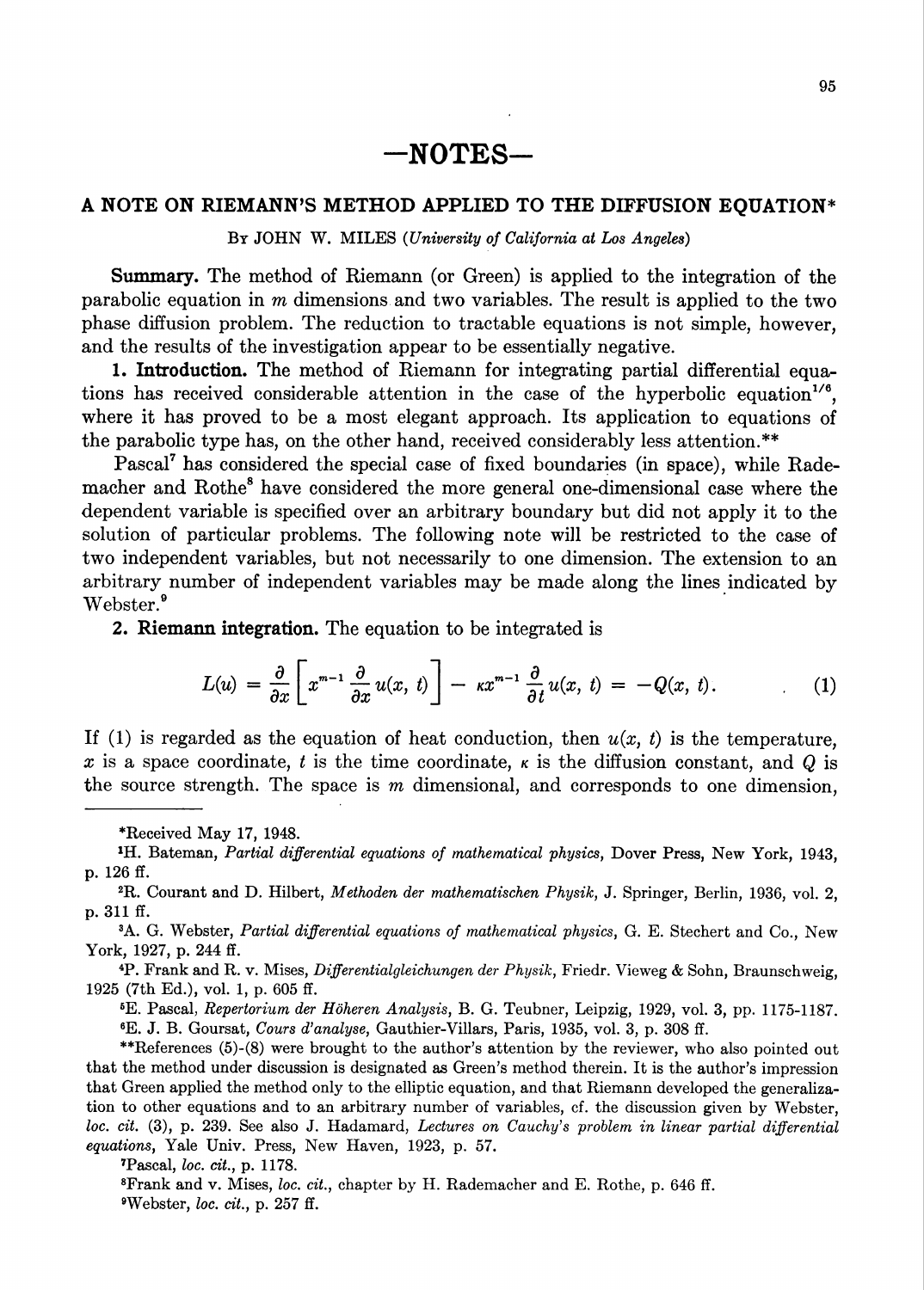# —NOTES—

## A NOTE ON RIEMANN'S METHOD APPLIED TO THE DIFFUSION EQUATION*

By JOHN W. MILES (*University of California at Los Angeles*)

**Summary.** The method of Riemann (or Green) is applied to the integration of the parabolic equation in $m$ dimensions and two variables. The result is applied to the two phase diffusion problem. The reduction to tractable equations is not simple, however, and the results of the investigation appear to be essentially negative.

**1. Introduction.** The method of Riemann for integrating partial differential equations has received considerable attention in the case of the hyperbolic equation[1/6], where it has proved to be a most elegant approach. Its application to equations of the parabolic type has, on the other hand, received considerably less attention.**

Pascal[7] has considered the special case of fixed boundaries (in space), while Rademacher and Rothe[8] have considered the more general one-dimensional case where the dependent variable is specified over an arbitrary boundary but did not apply it to the solution of particular problems. The following note will be restricted to the case of two independent variables, but not necessarily to one dimension. The extension to an arbitrary number of independent variables may be made along the lines indicated by Webster.[9]

**2. Riemann integration.** The equation to be integrated is

$$L(u) = \frac{\partial}{\partial x}\left[x^{m-1}\frac{\partial}{\partial x}u(x,t)\right] - \kappa x^{m-1}\frac{\partial}{\partial t}u(x,t) = -Q(x,t). \qquad (1)$$

If (1) is regarded as the equation of heat conduction, then $u(x, t)$ is the temperature, $x$ is a space coordinate, $t$ is the time coordinate, $\kappa$ is the diffusion constant, and $Q$ is the source strength. The space is $m$ dimensional, and corresponds to one dimension,

---

*Received May 17, 1948.

[1] H. Bateman, *Partial differential equations of mathematical physics*, Dover Press, New York, 1943, p. 126 ff.

[2] R. Courant and D. Hilbert, *Methoden der mathematischen Physik*, J. Springer, Berlin, 1936, vol. 2, p. 311 ff.

[3] A. G. Webster, *Partial differential equations of mathematical physics*, G. E. Stechert and Co., New York, 1927, p. 244 ff.

[4] P. Frank and R. v. Mises, *Differentialgleichungen der Physik*, Friedr. Vieweg & Sohn, Braunschweig, 1925 (7th Ed.), vol. 1, p. 605 ff.

[5] E. Pascal, *Repertorium der Höheren Analysis*, B. G. Teubner, Leipzig, 1929, vol. 3, pp. 1175-1187.

[6] E. J. B. Goursat, *Cours d'analyse*, Gauthier-Villars, Paris, 1935, vol. 3, p. 308 ff.

**References (5)-(8) were brought to the author's attention by the reviewer, who also pointed out that the method under discussion is designated as Green's method therein. It is the author's impression that Green applied the method only to the elliptic equation, and that Riemann developed the generalization to other equations and to an arbitrary number of variables, cf. the discussion given by Webster, *loc. cit.* (3), p. 239. See also J. Hadamard, *Lectures on Cauchy's problem in linear partial differential equations*, Yale Univ. Press, New Haven, 1923, p. 57.

[7] Pascal, *loc. cit.*, p. 1178.

[8] Frank and v. Mises, *loc. cit.*, chapter by H. Rademacher and E. Rothe, p. 646 ff.

[9] Webster, *loc. cit.*, p. 257 ff.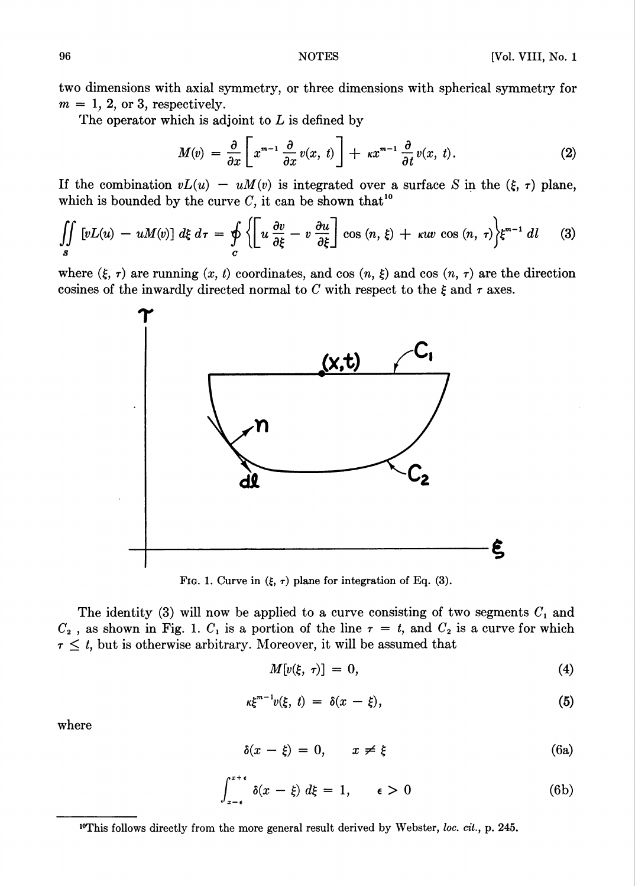two dimensions with axial symmetry, or three dimensions with spherical symmetry for $m = 1$, 2, or 3, respectively.

The operator which is adjoint to $L$ is defined by

$$M(v) = \frac{\partial}{\partial x}\left[x^{m-1}\frac{\partial}{\partial x}v(x, t)\right] + \kappa x^{m-1}\frac{\partial}{\partial t}v(x, t). \tag{2}$$

If the combination $vL(u) - uM(v)$ is integrated over a surface $S$ in the $(\xi, \tau)$ plane, which is bounded by the curve $C$, it can be shown that[10]

$$\iint_S [vL(u) - uM(v)]\, d\xi\, d\tau = \oint_C \left\{\left[u\frac{\partial v}{\partial \xi} - v\frac{\partial u}{\partial \xi}\right]\cos(n, \xi) + \kappa uv \cos(n, \tau)\right\}\xi^{m-1}\, dl \tag{3}$$

where $(\xi, \tau)$ are running $(x, t)$ coordinates, and $\cos(n, \xi)$ and $\cos(n, \tau)$ are the direction cosines of the inwardly directed normal to $C$ with respect to the $\xi$ and $\tau$ axes.

FIG. 1. Curve in $(\xi, \tau)$ plane for integration of Eq. (3).

The identity (3) will now be applied to a curve consisting of two segments $C_1$ and $C_2$, as shown in Fig. 1. $C_1$ is a portion of the line $\tau = t$, and $C_2$ is a curve for which $\tau \leq t$, but is otherwise arbitrary. Moreover, it will be assumed that

$$M[v(\xi, \tau)] = 0, \tag{4}$$

$$\kappa \xi^{m-1} v(\xi, t) = \delta(x - \xi), \tag{5}$$

where

$$\delta(x - \xi) = 0, \qquad x \neq \xi \tag{6a}$$

$$\int_{x-\epsilon}^{x+\epsilon} \delta(x - \xi)\, d\xi = 1, \qquad \epsilon > 0 \tag{6b}$$

---

[10] This follows directly from the more general result derived by Webster, *loc. cit.*, p. 245.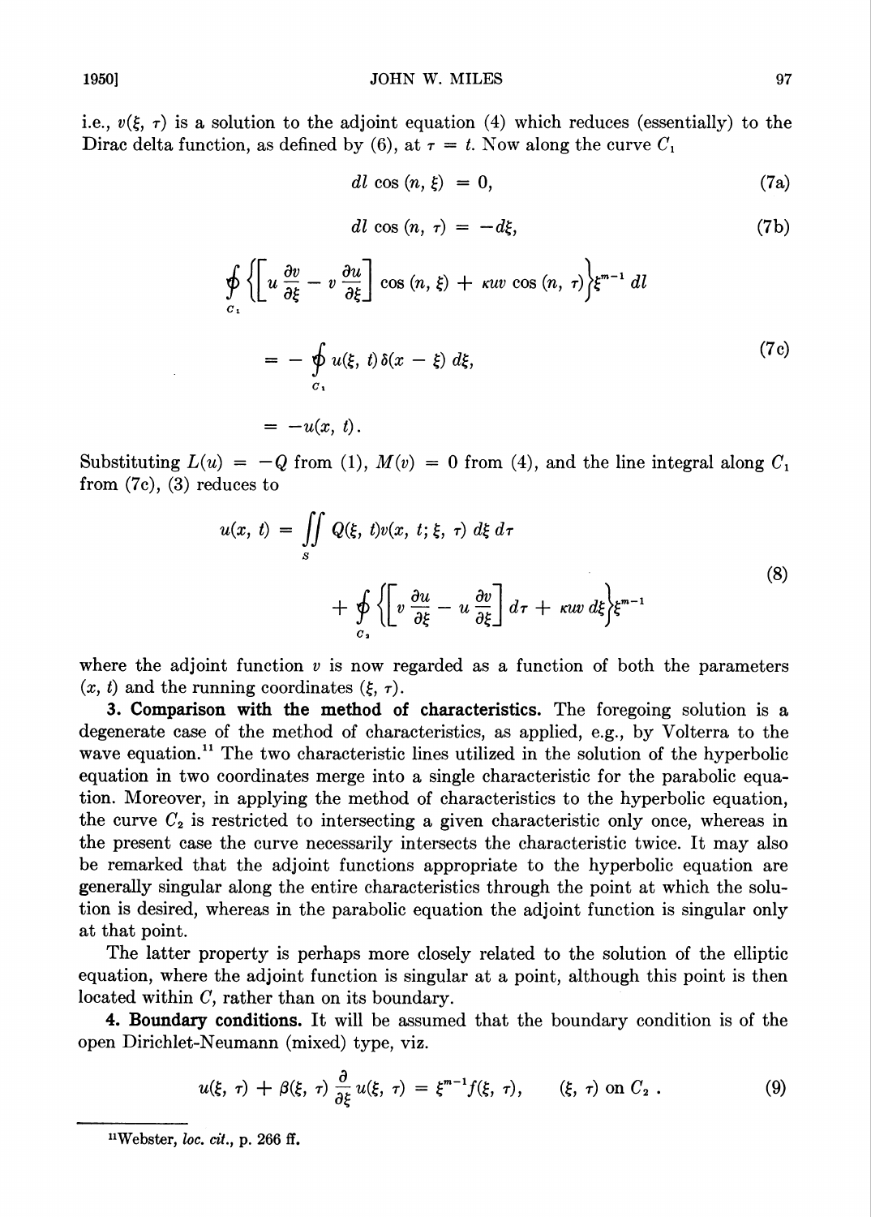i.e., $v(\xi, \tau)$ is a solution to the adjoint equation (4) which reduces (essentially) to the Dirac delta function, as defined by (6), at $\tau = t$. Now along the curve $C_1$

$$dl \cos(n, \xi) = 0, \tag{7a}$$

$$dl \cos(n, \tau) = -d\xi, \tag{7b}$$

$$\begin{aligned}\oint_{C_1} \left\{ \left[ u \frac{\partial v}{\partial \xi} - v \frac{\partial u}{\partial \xi} \right] \cos(n, \xi) + \kappa uv \cos(n, \tau) \right\} \xi^{m-1} \, dl \\ = - \oint_{C_1} u(\xi, t) \delta(x - \xi) \, d\xi, \\ = -u(x, t).\end{aligned} \tag{7c}$$

Substituting $L(u) = -Q$ from (1), $M(v) = 0$ from (4), and the line integral along $C_1$ from (7c), (3) reduces to

$$\begin{aligned}u(x, t) = \iint_S Q(\xi, t) v(x, t; \xi, \tau) \, d\xi \, d\tau \\ + \oint_{C_2} \left\{ \left[ v \frac{\partial u}{\partial \xi} - u \frac{\partial v}{\partial \xi} \right] d\tau + \kappa uv \, d\xi \right\} \xi^{m-1}\end{aligned} \tag{8}$$

where the adjoint function $v$ is now regarded as a function of both the parameters $(x, t)$ and the running coordinates $(\xi, \tau)$.

**3. Comparison with the method of characteristics.** The foregoing solution is a degenerate case of the method of characteristics, as applied, e.g., by Volterra to the wave equation.[11] The two characteristic lines utilized in the solution of the hyperbolic equation in two coordinates merge into a single characteristic for the parabolic equation. Moreover, in applying the method of characteristics to the hyperbolic equation, the curve $C_2$ is restricted to intersecting a given characteristic only once, whereas in the present case the curve necessarily intersects the characteristic twice. It may also be remarked that the adjoint functions appropriate to the hyperbolic equation are generally singular along the entire characteristics through the point at which the solution is desired, whereas in the parabolic equation the adjoint function is singular only at that point.

The latter property is perhaps more closely related to the solution of the elliptic equation, where the adjoint function is singular at a point, although this point is then located within $C$, rather than on its boundary.

**4. Boundary conditions.** It will be assumed that the boundary condition is of the open Dirichlet-Neumann (mixed) type, viz.

$$u(\xi, \tau) + \beta(\xi, \tau) \frac{\partial}{\partial \xi} u(\xi, \tau) = \xi^{m-1} f(\xi, \tau), \qquad (\xi, \tau) \text{ on } C_2 . \tag{9}$$

[11] Webster, *loc. cit.*, p. 266 ff.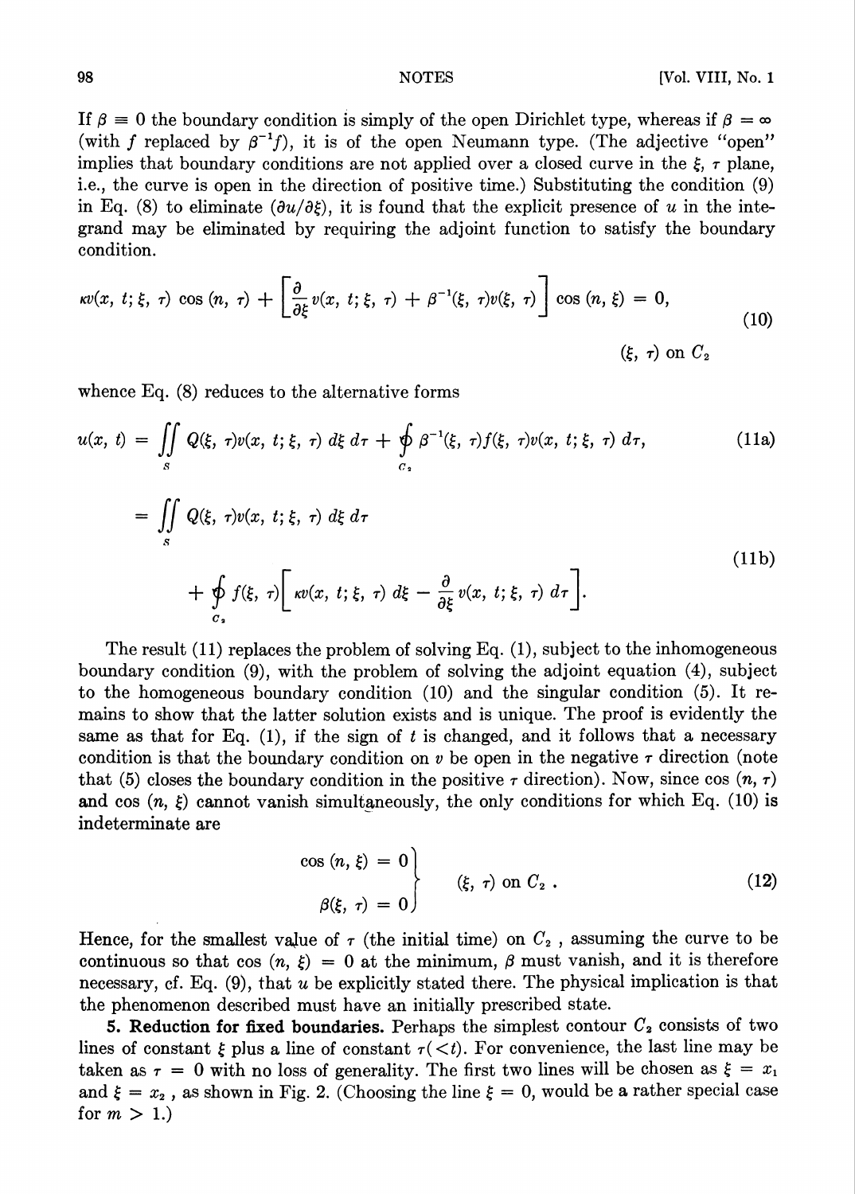If $\beta \equiv 0$ the boundary condition is simply of the open Dirichlet type, whereas if $\beta = \infty$ (with $f$ replaced by $\beta^{-1}f$), it is of the open Neumann type. (The adjective "open" implies that boundary conditions are not applied over a closed curve in the $\xi$, $\tau$ plane, i.e., the curve is open in the direction of positive time.) Substituting the condition (9) in Eq. (8) to eliminate $(\partial u/\partial \xi)$, it is found that the explicit presence of $u$ in the integrand may be eliminated by requiring the adjoint function to satisfy the boundary condition.

$$\kappa v(x, t; \xi, \tau) \cos(n, \tau) + \left[ \frac{\partial}{\partial \xi} v(x, t; \xi, \tau) + \beta^{-1}(\xi, \tau) v(\xi, \tau) \right] \cos(n, \xi) = 0, \tag{10}$$

$$(\xi, \tau) \text{ on } C_2$$

whence Eq. (8) reduces to the alternative forms

$$u(x, t) = \iint\limits_S Q(\xi, \tau) v(x, t; \xi, \tau)\, d\xi\, d\tau + \oint\limits_{C_2} \beta^{-1}(\xi, \tau) f(\xi, \tau) v(x, t; \xi, \tau)\, d\tau, \tag{11a}$$

$$= \iint\limits_S Q(\xi, \tau) v(x, t; \xi, \tau)\, d\xi\, d\tau + \oint\limits_{C_2} f(\xi, \tau) \left[ \kappa v(x, t; \xi, \tau)\, d\xi - \frac{\partial}{\partial \xi} v(x, t; \xi, \tau)\, d\tau \right]. \tag{11b}$$

The result (11) replaces the problem of solving Eq. (1), subject to the inhomogeneous boundary condition (9), with the problem of solving the adjoint equation (4), subject to the homogeneous boundary condition (10) and the singular condition (5). It remains to show that the latter solution exists and is unique. The proof is evidently the same as that for Eq. (1), if the sign of $t$ is changed, and it follows that a necessary condition is that the boundary condition on $v$ be open in the negative $\tau$ direction (note that (5) closes the boundary condition in the positive $\tau$ direction). Now, since $\cos(n, \tau)$ and $\cos(n, \xi)$ cannot vanish simultaneously, the only conditions for which Eq. (10) is indeterminate are

$$\left.\begin{aligned} \cos(n, \xi) &= 0 \\ \beta(\xi, \tau) &= 0 \end{aligned}\right\} \quad (\xi, \tau) \text{ on } C_2\,. \tag{12}$$

Hence, for the smallest value of $\tau$ (the initial time) on $C_2$, assuming the curve to be continuous so that $\cos(n, \xi) = 0$ at the minimum, $\beta$ must vanish, and it is therefore necessary, cf. Eq. (9), that $u$ be explicitly stated there. The physical implication is that the phenomenon described must have an initially prescribed state.

**5. Reduction for fixed boundaries.** Perhaps the simplest contour $C_2$ consists of two lines of constant $\xi$ plus a line of constant $\tau (< t)$. For convenience, the last line may be taken as $\tau = 0$ with no loss of generality. The first two lines will be chosen as $\xi = x_1$ and $\xi = x_2$, as shown in Fig. 2. (Choosing the line $\xi = 0$, would be a rather special case for $m > 1$.)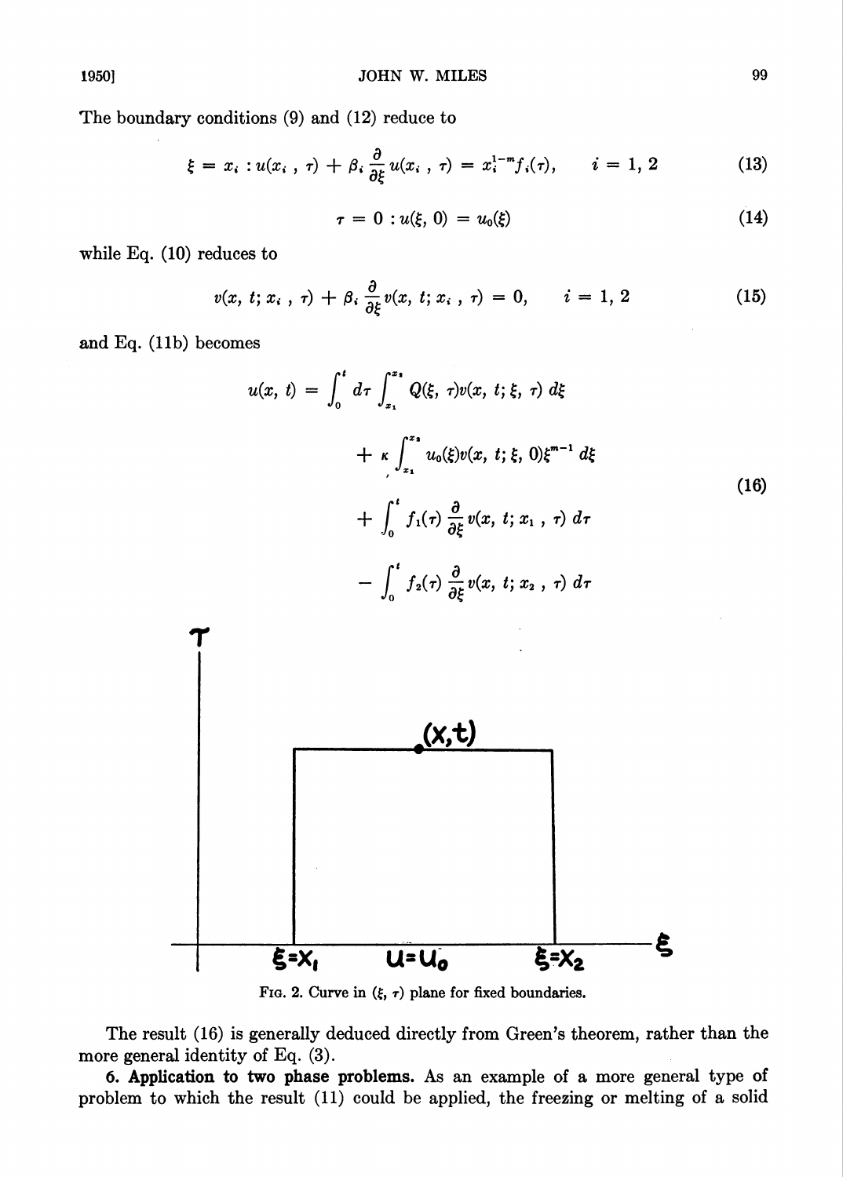The boundary conditions (9) and (12) reduce to

$$\xi = x_i : u(x_i, \tau) + \beta_i \frac{\partial}{\partial \xi} u(x_i, \tau) = x_i^{1-m} f_i(\tau), \qquad i = 1, 2 \tag{13}$$

$$\tau = 0 : u(\xi, 0) = u_0(\xi) \tag{14}$$

while Eq. (10) reduces to

$$v(x, t; x_i, \tau) + \beta_i \frac{\partial}{\partial \xi} v(x, t; x_i, \tau) = 0, \qquad i = 1, 2 \tag{15}$$

and Eq. (11b) becomes

$$\begin{aligned} u(x, t) = & \int_0^t d\tau \int_{x_1}^{x_2} Q(\xi, \tau) v(x, t; \xi, \tau)\, d\xi \\ & + \kappa \int_{x_1}^{x_2} u_0(\xi) v(x, t; \xi, 0) \xi^{m-1}\, d\xi \\ & + \int_0^t f_1(\tau) \frac{\partial}{\partial \xi} v(x, t; x_1, \tau)\, d\tau \\ & - \int_0^t f_2(\tau) \frac{\partial}{\partial \xi} v(x, t; x_2, \tau)\, d\tau \end{aligned} \tag{16}$$

FIG. 2. Curve in $(\xi, \tau)$ plane for fixed boundaries.

The result (16) is generally deduced directly from Green's theorem, rather than the more general identity of Eq. (3).

**6. Application to two phase problems.** As an example of a more general type of problem to which the result (11) could be applied, the freezing or melting of a solid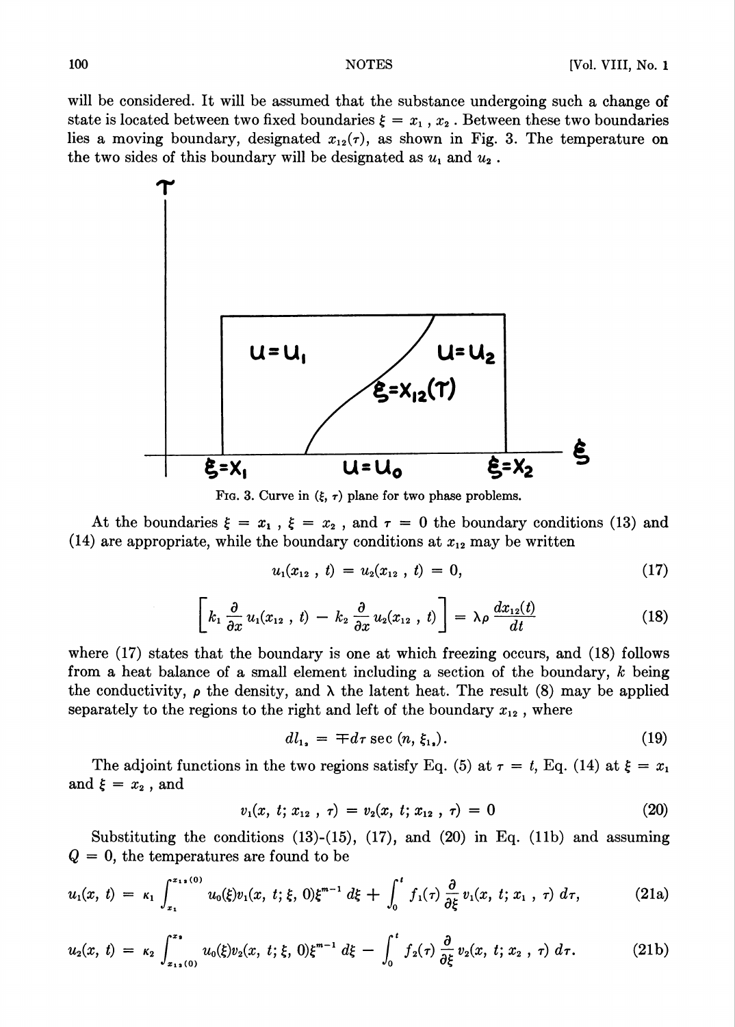will be considered. It will be assumed that the substance undergoing such a change of state is located between two fixed boundaries $\xi = x_1, x_2$. Between these two boundaries lies a moving boundary, designated $x_{12}(\tau)$, as shown in Fig. 3. The temperature on the two sides of this boundary will be designated as $u_1$ and $u_2$.

FIG. 3. Curve in $(\xi, \tau)$ plane for two phase problems.

At the boundaries $\xi = x_1$, $\xi = x_2$, and $\tau = 0$ the boundary conditions (13) and (14) are appropriate, while the boundary conditions at $x_{12}$ may be written

$$u_1(x_{12}, t) = u_2(x_{12}, t) = 0, \tag{17}$$

$$\left[ k_1 \frac{\partial}{\partial x} u_1(x_{12}, t) - k_2 \frac{\partial}{\partial x} u_2(x_{12}, t) \right] = \lambda \rho \frac{dx_{12}(t)}{dt} \tag{18}$$

where (17) states that the boundary is one at which freezing occurs, and (18) follows from a heat balance of a small element including a section of the boundary, $k$ being the conductivity, $\rho$ the density, and $\lambda$ the latent heat. The result (8) may be applied separately to the regions to the right and left of the boundary $x_{12}$, where

$$dl_{1_2} = \mp d\tau \sec(n, \xi_{1_2}). \tag{19}$$

The adjoint functions in the two regions satisfy Eq. (5) at $\tau = t$, Eq. (14) at $\xi = x_1$ and $\xi = x_2$, and

$$v_1(x, t; x_{12}, \tau) = v_2(x, t; x_{12}, \tau) = 0 \tag{20}$$

Substituting the conditions (13)-(15), (17), and (20) in Eq. (11b) and assuming $Q = 0$, the temperatures are found to be

$$u_1(x, t) = \kappa_1 \int_{x_1}^{x_{12}(0)} u_0(\xi) v_1(x, t; \xi, 0) \xi^{m-1} \, d\xi + \int_0^t f_1(\tau) \frac{\partial}{\partial \xi} v_1(x, t; x_1, \tau) \, d\tau, \tag{21a}$$

$$u_2(x, t) = \kappa_2 \int_{x_{12}(0)}^{x_2} u_0(\xi) v_2(x, t; \xi, 0) \xi^{m-1} \, d\xi - \int_0^t f_2(\tau) \frac{\partial}{\partial \xi} v_2(x, t; x_2, \tau) \, d\tau. \tag{21b}$$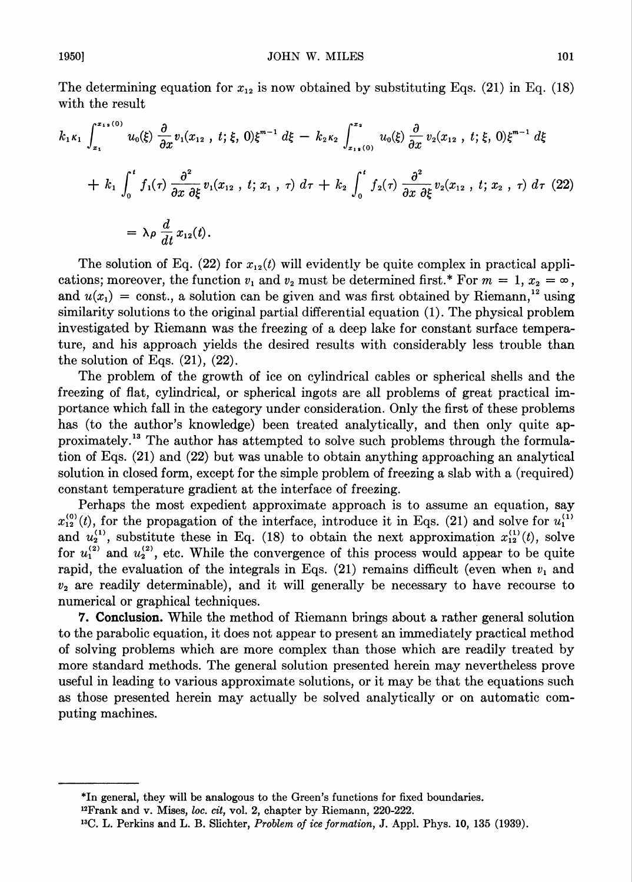The determining equation for $x_{12}$ is now obtained by substituting Eqs. (21) in Eq. (18) with the result

$$k_1\kappa_1 \int_{x_1}^{x_{12}(0)} u_0(\xi) \frac{\partial}{\partial x} v_1(x_{12}\, , \, t; \xi, 0)\xi^{m-1}\, d\xi - k_2\kappa_2 \int_{x_{12}(0)}^{x_2} u_0(\xi) \frac{\partial}{\partial x} v_2(x_{12}\, , \, t; \xi, 0)\xi^{m-1}\, d\xi$$

$$+ k_1 \int_0^t f_1(\tau) \frac{\partial^2}{\partial x\, \partial \xi} v_1(x_{12}\, , \, t; x_1\, , \, \tau)\, d\tau + k_2 \int_0^t f_2(\tau) \frac{\partial^2}{\partial x\, \partial \xi} v_2(x_{12}\, , \, t; x_2\, , \, \tau)\, d\tau \quad (22)$$

$$= \lambda\rho \frac{d}{dt} x_{12}(t).$$

The solution of Eq. (22) for $x_{12}(t)$ will evidently be quite complex in practical applications; moreover, the function $v_1$ and $v_2$ must be determined first.* For $m = 1$, $x_2 = \infty$, and $u(x_1) = $ const., a solution can be given and was first obtained by Riemann,[12] using similarity solutions to the original partial differential equation (1). The physical problem investigated by Riemann was the freezing of a deep lake for constant surface temperature, and his approach yields the desired results with considerably less trouble than the solution of Eqs. (21), (22).

The problem of the growth of ice on cylindrical cables or spherical shells and the freezing of flat, cylindrical, or spherical ingots are all problems of great practical importance which fall in the category under consideration. Only the first of these problems has (to the author's knowledge) been treated analytically, and then only quite approximately.[13] The author has attempted to solve such problems through the formulation of Eqs. (21) and (22) but was unable to obtain anything approaching an analytical solution in closed form, except for the simple problem of freezing a slab with a (required) constant temperature gradient at the interface of freezing.

Perhaps the most expedient approximate approach is to assume an equation, say $x_{12}^{(0)}(t)$, for the propagation of the interface, introduce it in Eqs. (21) and solve for $u_1^{(1)}$ and $u_2^{(1)}$, substitute these in Eq. (18) to obtain the next approximation $x_{12}^{(1)}(t)$, solve for $u_1^{(2)}$ and $u_2^{(2)}$, etc. While the convergence of this process would appear to be quite rapid, the evaluation of the integrals in Eqs. (21) remains difficult (even when $v_1$ and $v_2$ are readily determinable), and it will generally be necessary to have recourse to numerical or graphical techniques.

**7. Conclusion.** While the method of Riemann brings about a rather general solution to the parabolic equation, it does not appear to present an immediately practical method of solving problems which are more complex than those which are readily treated by more standard methods. The general solution presented herein may nevertheless prove useful in leading to various approximate solutions, or it may be that the equations such as those presented herein may actually be solved analytically or on automatic computing machines.

---

*In general, they will be analogous to the Green's functions for fixed boundaries.

[12] Frank and v. Mises, *loc. cit*, vol. 2, chapter by Riemann, 220-222.

[13] C. L. Perkins and L. B. Slichter, *Problem of ice formation*, J. Appl. Phys. **10**, 135 (1939).